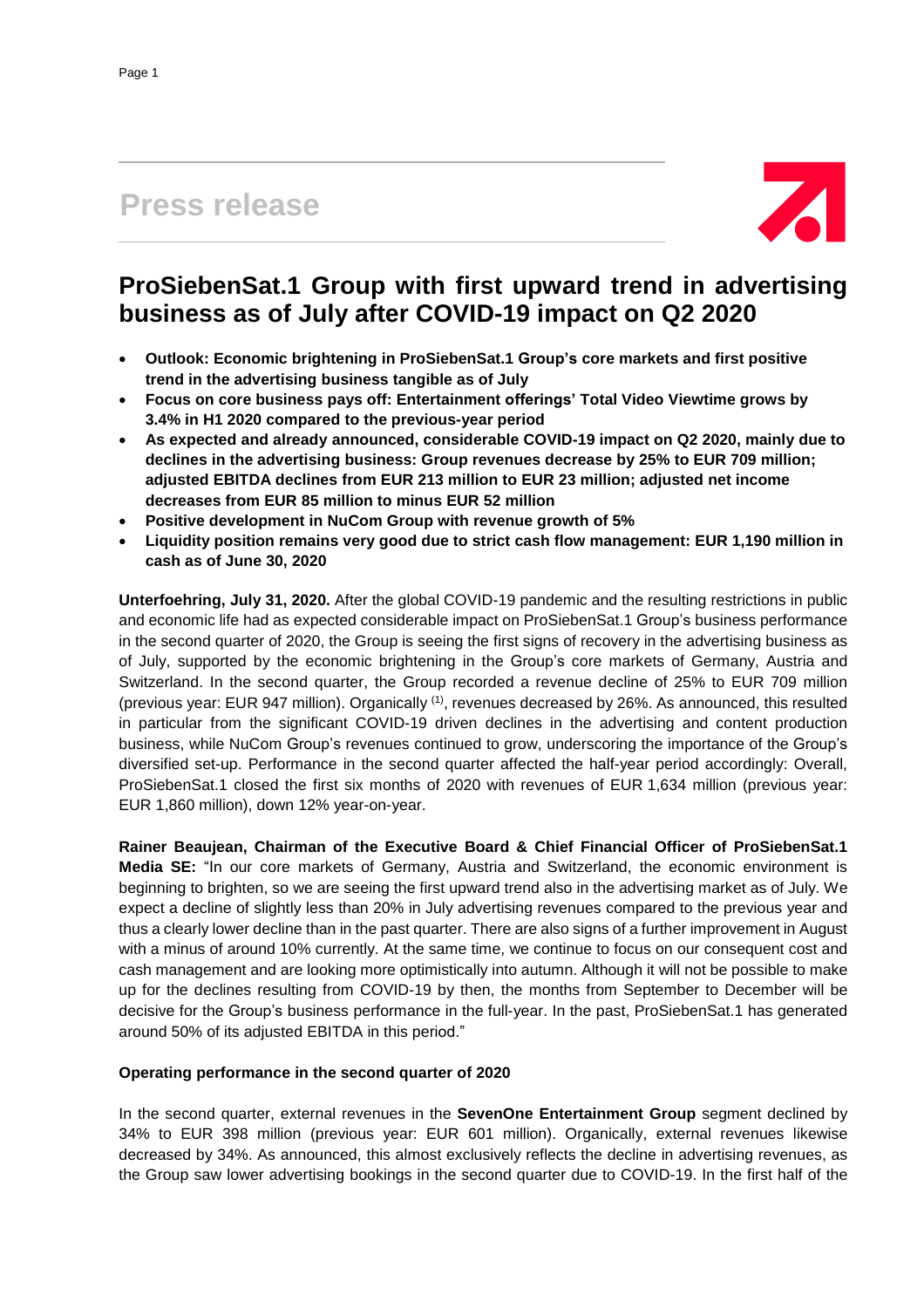# Press release

## ProSiebenSat.1 Group with first upward trend in advertising business as of July after COVID-19 impact on Q2 2020

- **Outlook: Economic brightening in ProSiebenSat.1 Group's core markets and first positive trend in the advertising business tangible as of July**
- **Focus on core business pays off: Entertainment offerings' Total Video Viewtime grows by 3.4% in H1 2020 compared to the previous-year period**
- **As expected and already announced, considerable COVID-19 impact on Q2 2020, mainly due to declines in the advertising business: Group revenues decrease by 25% to EUR 709 million; adjusted EBITDA declines from EUR 213 million to EUR 23 million; adjusted net income decreases from EUR 85 million to minus EUR 52 million**
- **Positive development in NuCom Group with revenue growth of 5%**
- **Liquidity position remains very good due to strict cash flow management: EUR 1,190 million in cash as of June 30, 2020**

**Unterfoehring, July 31, 2020.** After the global COVID-19 pandemic and the resulting restrictions in public and economic life had as expected considerable impact on ProSiebenSat.1 Group's business performance in the second quarter of 2020, the Group is seeing the first signs of recovery in the advertising business as of July, supported by the economic brightening in the Group's core markets of Germany, Austria and Switzerland. In the second quarter, the Group recorded a revenue decline of 25% to EUR 709 million (previous year: EUR 947 million). Organically [1], revenues decreased by 26%. As announced, this resulted in particular from the significant COVID-19 driven declines in the advertising and content production business, while NuCom Group's revenues continued to grow, underscoring the importance of the Group's diversified set-up. Performance in the second quarter affected the half-year period accordingly: Overall, ProSiebenSat.1 closed the first six months of 2020 with revenues of EUR 1,634 million (previous year: EUR 1,860 million), down 12% year-on-year.

**Rainer Beaujean, Chairman of the Executive Board & Chief Financial Officer of ProSiebenSat.1 Media SE:** "In our core markets of Germany, Austria and Switzerland, the economic environment is beginning to brighten, so we are seeing the first upward trend also in the advertising market as of July. We expect a decline of slightly less than 20% in July advertising revenues compared to the previous year and thus a clearly lower decline than in the past quarter. There are also signs of a further improvement in August with a minus of around 10% currently. At the same time, we continue to focus on our consequent cost and cash management and are looking more optimistically into autumn. Although it will not be possible to make up for the declines resulting from COVID-19 by then, the months from September to December will be decisive for the Group's business performance in the full-year. In the past, ProSiebenSat.1 has generated around 50% of its adjusted EBITDA in this period."

### Operating performance in the second quarter of 2020

In the second quarter, external revenues in the **SevenOne Entertainment Group** segment declined by 34% to EUR 398 million (previous year: EUR 601 million). Organically, external revenues likewise decreased by 34%. As announced, this almost exclusively reflects the decline in advertising revenues, as the Group saw lower advertising bookings in the second quarter due to COVID-19. In the first half of the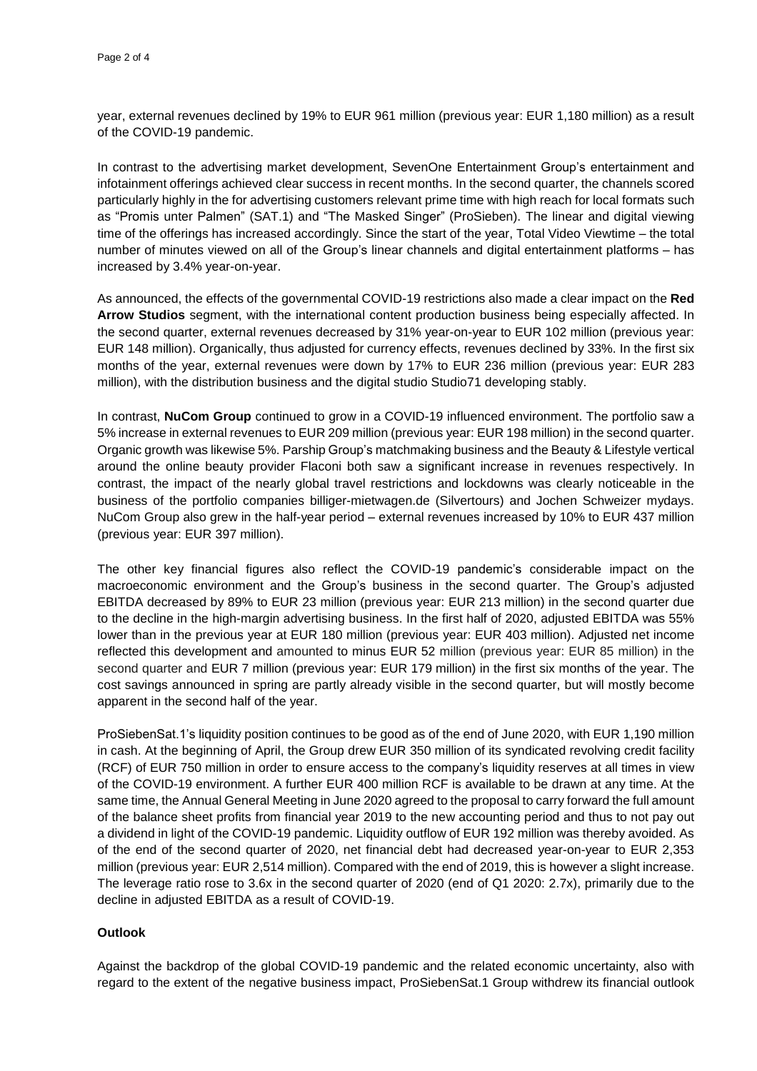year, external revenues declined by 19% to EUR 961 million (previous year: EUR 1,180 million) as a result of the COVID-19 pandemic.

In contrast to the advertising market development, SevenOne Entertainment Group's entertainment and infotainment offerings achieved clear success in recent months. In the second quarter, the channels scored particularly highly in the for advertising customers relevant prime time with high reach for local formats such as "Promis unter Palmen" (SAT.1) and "The Masked Singer" (ProSieben). The linear and digital viewing time of the offerings has increased accordingly. Since the start of the year, Total Video Viewtime – the total number of minutes viewed on all of the Group's linear channels and digital entertainment platforms – has increased by 3.4% year-on-year.

As announced, the effects of the governmental COVID-19 restrictions also made a clear impact on the **Red Arrow Studios** segment, with the international content production business being especially affected. In the second quarter, external revenues decreased by 31% year-on-year to EUR 102 million (previous year: EUR 148 million). Organically, thus adjusted for currency effects, revenues declined by 33%. In the first six months of the year, external revenues were down by 17% to EUR 236 million (previous year: EUR 283 million), with the distribution business and the digital studio Studio71 developing stably.

In contrast, **NuCom Group** continued to grow in a COVID-19 influenced environment. The portfolio saw a 5% increase in external revenues to EUR 209 million (previous year: EUR 198 million) in the second quarter. Organic growth was likewise 5%. Parship Group's matchmaking business and the Beauty & Lifestyle vertical around the online beauty provider Flaconi both saw a significant increase in revenues respectively. In contrast, the impact of the nearly global travel restrictions and lockdowns was clearly noticeable in the business of the portfolio companies billiger-mietwagen.de (Silvertours) and Jochen Schweizer mydays. NuCom Group also grew in the half-year period – external revenues increased by 10% to EUR 437 million (previous year: EUR 397 million).

The other key financial figures also reflect the COVID-19 pandemic's considerable impact on the macroeconomic environment and the Group's business in the second quarter. The Group's adjusted EBITDA decreased by 89% to EUR 23 million (previous year: EUR 213 million) in the second quarter due to the decline in the high-margin advertising business. In the first half of 2020, adjusted EBITDA was 55% lower than in the previous year at EUR 180 million (previous year: EUR 403 million). Adjusted net income reflected this development and amounted to minus EUR 52 million (previous year: EUR 85 million) in the second quarter and EUR 7 million (previous year: EUR 179 million) in the first six months of the year. The cost savings announced in spring are partly already visible in the second quarter, but will mostly become apparent in the second half of the year.

ProSiebenSat.1's liquidity position continues to be good as of the end of June 2020, with EUR 1,190 million in cash. At the beginning of April, the Group drew EUR 350 million of its syndicated revolving credit facility (RCF) of EUR 750 million in order to ensure access to the company's liquidity reserves at all times in view of the COVID-19 environment. A further EUR 400 million RCF is available to be drawn at any time. At the same time, the Annual General Meeting in June 2020 agreed to the proposal to carry forward the full amount of the balance sheet profits from financial year 2019 to the new accounting period and thus to not pay out a dividend in light of the COVID-19 pandemic. Liquidity outflow of EUR 192 million was thereby avoided. As of the end of the second quarter of 2020, net financial debt had decreased year-on-year to EUR 2,353 million (previous year: EUR 2,514 million). Compared with the end of 2019, this is however a slight increase. The leverage ratio rose to 3.6x in the second quarter of 2020 (end of Q1 2020: 2.7x), primarily due to the decline in adjusted EBITDA as a result of COVID-19.

**Outlook**

Against the backdrop of the global COVID-19 pandemic and the related economic uncertainty, also with regard to the extent of the negative business impact, ProSiebenSat.1 Group withdrew its financial outlook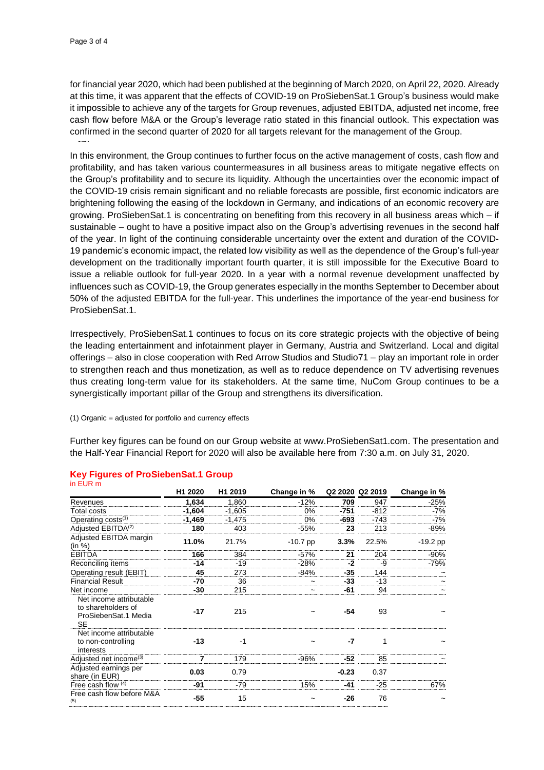for financial year 2020, which had been published at the beginning of March 2020, on April 22, 2020. Already at this time, it was apparent that the effects of COVID-19 on ProSiebenSat.1 Group's business would make it impossible to achieve any of the targets for Group revenues, adjusted EBITDA, adjusted net income, free cash flow before M&A or the Group's leverage ratio stated in this financial outlook. This expectation was confirmed in the second quarter of 2020 for all targets relevant for the management of the Group.

In this environment, the Group continues to further focus on the active management of costs, cash flow and profitability, and has taken various countermeasures in all business areas to mitigate negative effects on the Group's profitability and to secure its liquidity. Although the uncertainties over the economic impact of the COVID-19 crisis remain significant and no reliable forecasts are possible, first economic indicators are brightening following the easing of the lockdown in Germany, and indications of an economic recovery are growing. ProSiebenSat.1 is concentrating on benefiting from this recovery in all business areas which – if sustainable – ought to have a positive impact also on the Group's advertising revenues in the second half of the year. In light of the continuing considerable uncertainty over the extent and duration of the COVID-19 pandemic's economic impact, the related low visibility as well as the dependence of the Group's full-year development on the traditionally important fourth quarter, it is still impossible for the Executive Board to issue a reliable outlook for full-year 2020. In a year with a normal revenue development unaffected by influences such as COVID-19, the Group generates especially in the months September to December about 50% of the adjusted EBITDA for the full-year. This underlines the importance of the year-end business for ProSiebenSat.1.

Irrespectively, ProSiebenSat.1 continues to focus on its core strategic projects with the objective of being the leading entertainment and infotainment player in Germany, Austria and Switzerland. Local and digital offerings – also in close cooperation with Red Arrow Studios and Studio71 – play an important role in order to strengthen reach and thus monetization, as well as to reduce dependence on TV advertising revenues thus creating long-term value for its stakeholders. At the same time, NuCom Group continues to be a synergistically important pillar of the Group and strengthens its diversification.

(1) Organic = adjusted for portfolio and currency effects

Further key figures can be found on our Group website at www.ProSiebenSat1.com. The presentation and the Half-Year Financial Report for 2020 will also be available here from 7:30 a.m. on July 31, 2020.

## Key Figures of ProSiebenSat.1 Group

in EUR m

| | H1 2020 | H1 2019 | Change in % | Q2 2020 | Q2 2019 | Change in % |
|---|---|---|---|---|---|---|
| Revenues | **1,634** | 1,860 | -12% | **709** | 947 | -25% |
| Total costs | **-1,604** | -1,605 | 0% | **-751** | -812 | -7% |
| Operating costs[1] | **-1,469** | -1,475 | 0% | **-693** | -743 | -7% |
| Adjusted EBITDA[2] | **180** | 403 | -55% | **23** | 213 | -89% |
| Adjusted EBITDA margin (in %) | **11.0%** | 21.7% | -10.7 pp | **3.3%** | 22.5% | -19.2 pp |
| EBITDA | **166** | 384 | -57% | **21** | 204 | -90% |
| Reconciling items | **-14** | -19 | -28% | **-2** | -9 | -79% |
| Operating result (EBIT) | **45** | 273 | -84% | **-35** | 144 | ~ |
| Financial Result | **-70** | 36 | ~ | **-33** | -13 | ~ |
| Net income | **-30** | 215 | ~ | **-61** | 94 | ~ |
| Net income attributable to shareholders of ProSiebenSat.1 Media SE | **-17** | 215 | ~ | **-54** | 93 | ~ |
| Net income attributable to non-controlling interests | **-13** | -1 | ~ | **-7** | 1 | ~ |
| Adjusted net income[3] | **7** | 179 | -96% | **-52** | 85 | ~ |
| Adjusted earnings per share (in EUR) | **0.03** | 0.79 | | **-0.23** | 0.37 | |
| Free cash flow [4] | **-91** | -79 | 15% | **-41** | -25 | 67% |
| Free cash flow before M&A [5] | **-55** | 15 | ~ | **-26** | 76 | ~ |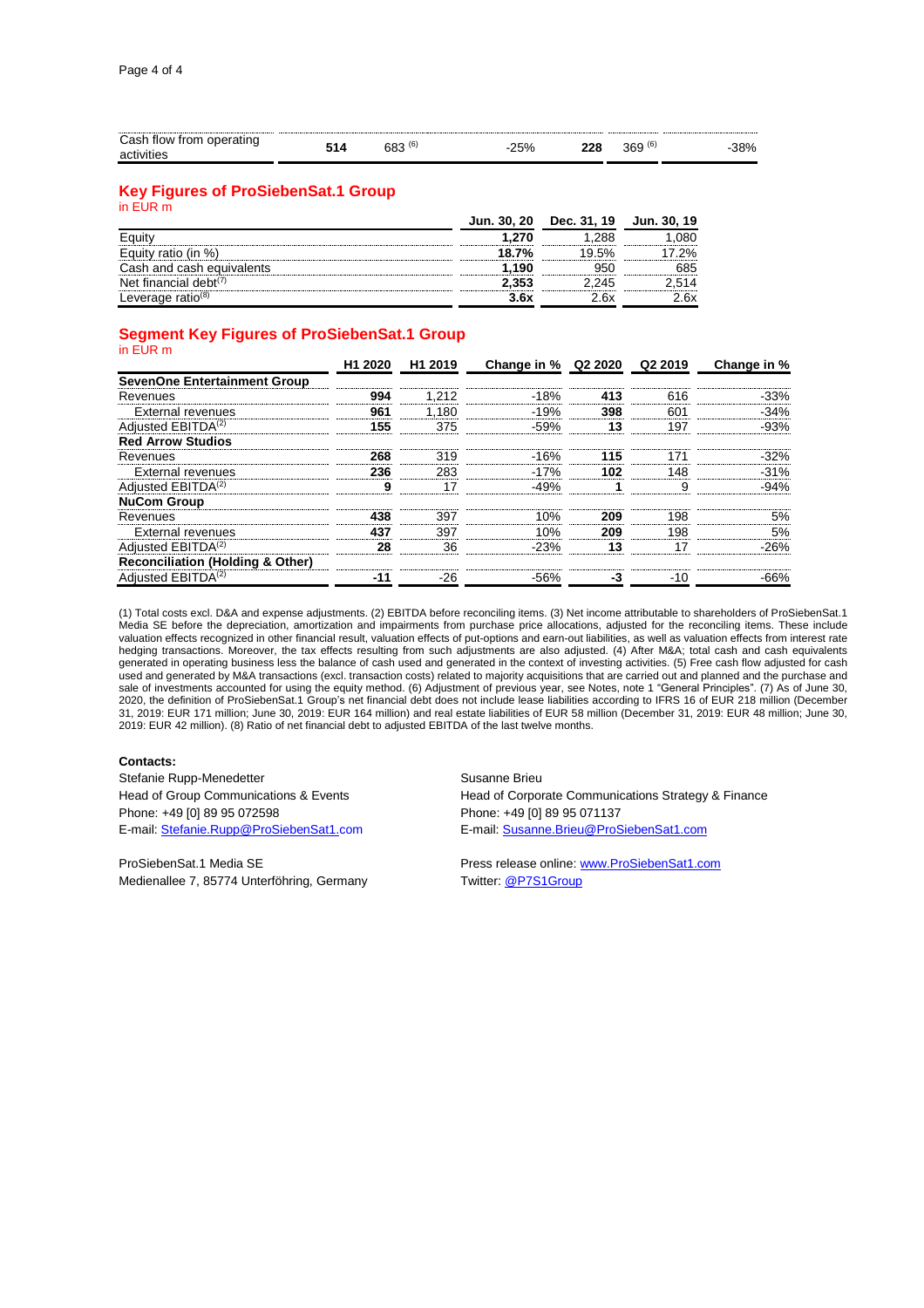| | | | | | | |
|---|---|---|---|---|---|---|
| Cash flow from operating activities | **514** | 683 [6] | -25% | **228** | 369 [6] | -38% |

## Key Figures of ProSiebenSat.1 Group

in EUR m

| | Jun. 30, 20 | Dec. 31, 19 | Jun. 30, 19 |
|---|---|---|---|
| Equity | **1,270** | 1,288 | 1,080 |
| Equity ratio (in %) | **18.7%** | 19.5% | 17.2% |
| Cash and cash equivalents | **1,190** | 950 | 685 |
| Net financial debt[7] | **2,353** | 2,245 | 2,514 |
| Leverage ratio[8] | **3.6x** | 2.6x | 2.6x |

## Segment Key Figures of ProSiebenSat.1 Group

in EUR m

| | H1 2020 | H1 2019 | Change in % | Q2 2020 | Q2 2019 | Change in % |
|---|---|---|---|---|---|---|
| **SevenOne Entertainment Group** | | | | | | |
| Revenues | **994** | 1,212 | -18% | **413** | 616 | -33% |
| External revenues | **961** | 1,180 | -19% | **398** | 601 | -34% |
| Adjusted EBITDA[2] | **155** | 375 | -59% | **13** | 197 | -93% |
| **Red Arrow Studios** | | | | | | |
| Revenues | **268** | 319 | -16% | **115** | 171 | -32% |
| External revenues | **236** | 283 | -17% | **102** | 148 | -31% |
| Adjusted EBITDA[2] | **9** | 17 | -49% | **1** | 9 | -94% |
| **NuCom Group** | | | | | | |
| Revenues | **438** | 397 | 10% | **209** | 198 | 5% |
| External revenues | **437** | 397 | 10% | **209** | 198 | 5% |
| Adjusted EBITDA[2] | **28** | 36 | -23% | **13** | 17 | -26% |
| **Reconciliation (Holding & Other)** | | | | | | |
| Adjusted EBITDA[2] | **-11** | -26 | -56% | **-3** | -10 | -66% |

(1) Total costs excl. D&A and expense adjustments. (2) EBITDA before reconciling items. (3) Net income attributable to shareholders of ProSiebenSat.1 Media SE before the depreciation, amortization and impairments from purchase price allocations, adjusted for the reconciling items. These include valuation effects recognized in other financial result, valuation effects of put-options and earn-out liabilities, as well as valuation effects from interest rate hedging transactions. Moreover, the tax effects resulting from such adjustments are also adjusted. (4) After M&A; total cash and cash equivalents generated in operating business less the balance of cash used and generated in the context of investing activities. (5) Free cash flow adjusted for cash used and generated by M&A transactions (excl. transaction costs) related to majority acquisitions that are carried out and planned and the purchase and sale of investments accounted for using the equity method. (6) Adjustment of previous year, see Notes, note 1 "General Principles". (7) As of June 30, 2020, the definition of ProSiebenSat.1 Group's net financial debt does not include lease liabilities according to IFRS 16 of EUR 218 million (December 31, 2019: EUR 171 million; June 30, 2019: EUR 164 million) and real estate liabilities of EUR 58 million (December 31, 2019: EUR 48 million; June 30, 2019: EUR 42 million). (8) Ratio of net financial debt to adjusted EBITDA of the last twelve months.

**Contacts:**

Stefanie Rupp-Menedetter
Head of Group Communications & Events
Phone: +49 [0] 89 95 072598
E-mail: Stefanie.Rupp@ProSiebenSat1.com

Susanne Brieu
Head of Corporate Communications Strategy & Finance
Phone: +49 [0] 89 95 071137
E-mail: Susanne.Brieu@ProSiebenSat1.com

ProSiebenSat.1 Media SE
Medienallee 7, 85774 Unterföhring, Germany

Press release online: www.ProSiebenSat1.com
Twitter: @P7S1Group